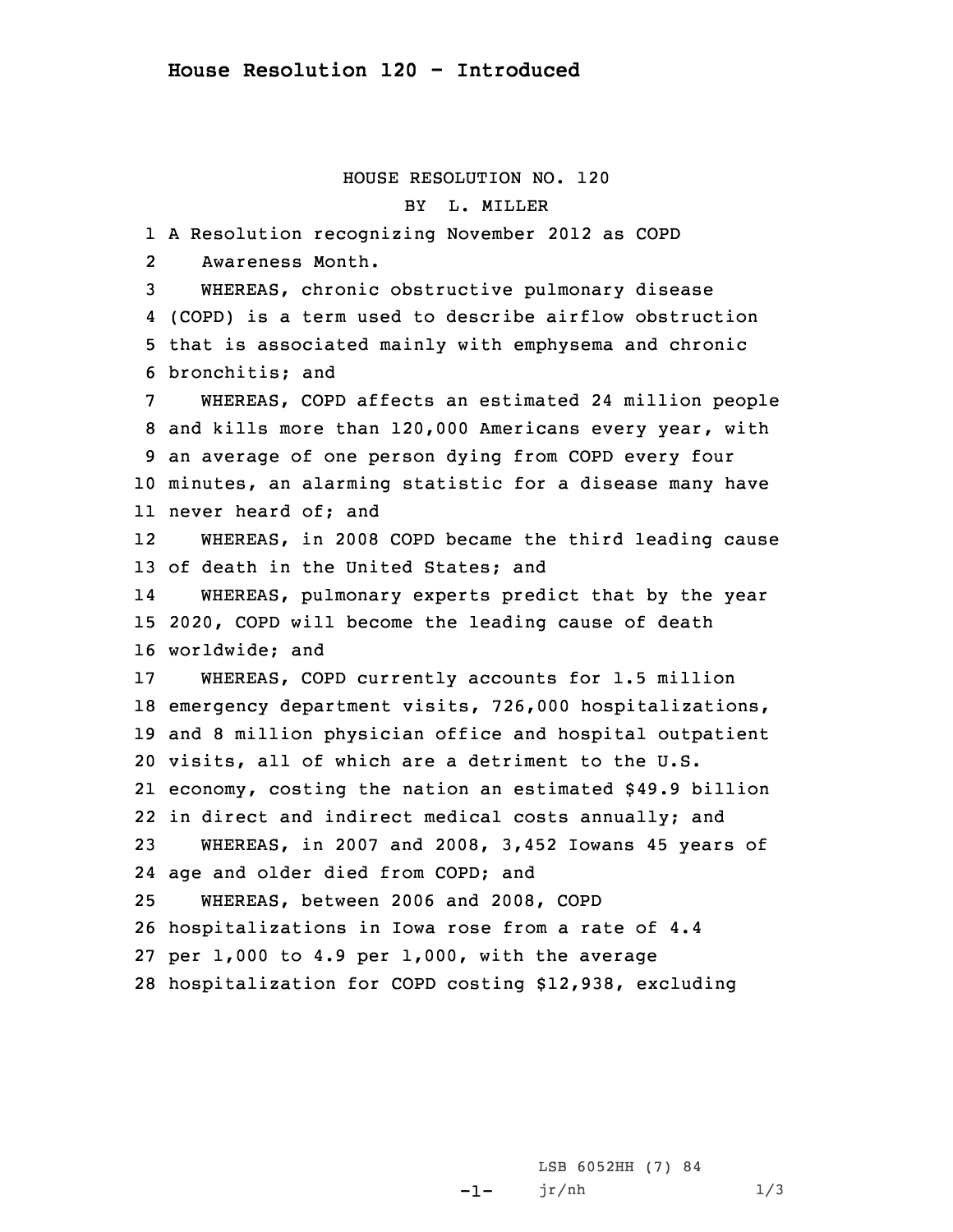# House Resolution 120 - Introduced

HOUSE RESOLUTION NO. 120

BY L. MILLER

A Resolution recognizing November 2012 as COPD Awareness Month.

WHEREAS, chronic obstructive pulmonary disease (COPD) is a term used to describe airflow obstruction that is associated mainly with emphysema and chronic bronchitis; and

WHEREAS, COPD affects an estimated 24 million people and kills more than 120,000 Americans every year, with an average of one person dying from COPD every four minutes, an alarming statistic for a disease many have never heard of; and

WHEREAS, in 2008 COPD became the third leading cause of death in the United States; and

WHEREAS, pulmonary experts predict that by the year 2020, COPD will become the leading cause of death worldwide; and

WHEREAS, COPD currently accounts for 1.5 million emergency department visits, 726,000 hospitalizations, and 8 million physician office and hospital outpatient visits, all of which are a detriment to the U.S. economy, costing the nation an estimated $49.9 billion in direct and indirect medical costs annually; and

WHEREAS, in 2007 and 2008, 3,452 Iowans 45 years of age and older died from COPD; and

WHEREAS, between 2006 and 2008, COPD hospitalizations in Iowa rose from a rate of 4.4 per 1,000 to 4.9 per 1,000, with the average hospitalization for COPD costing $12,938, excluding

LSB 6052HH (7) 84

jr/nh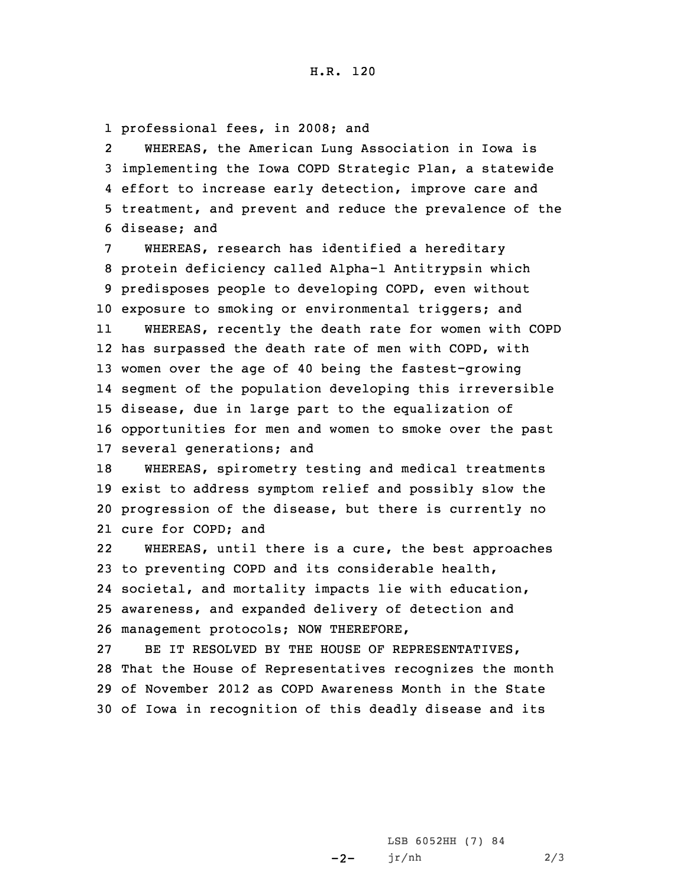professional fees, in 2008; and

WHEREAS, the American Lung Association in Iowa is implementing the Iowa COPD Strategic Plan, a statewide effort to increase early detection, improve care and treatment, and prevent and reduce the prevalence of the disease; and

WHEREAS, research has identified a hereditary protein deficiency called Alpha-1 Antitrypsin which predisposes people to developing COPD, even without exposure to smoking or environmental triggers; and

WHEREAS, recently the death rate for women with COPD has surpassed the death rate of men with COPD, with women over the age of 40 being the fastest-growing segment of the population developing this irreversible disease, due in large part to the equalization of opportunities for men and women to smoke over the past several generations; and

WHEREAS, spirometry testing and medical treatments exist to address symptom relief and possibly slow the progression of the disease, but there is currently no cure for COPD; and

WHEREAS, until there is a cure, the best approaches to preventing COPD and its considerable health, societal, and mortality impacts lie with education, awareness, and expanded delivery of detection and management protocols; NOW THEREFORE,

BE IT RESOLVED BY THE HOUSE OF REPRESENTATIVES, That the House of Representatives recognizes the month of November 2012 as COPD Awareness Month in the State of Iowa in recognition of this deadly disease and its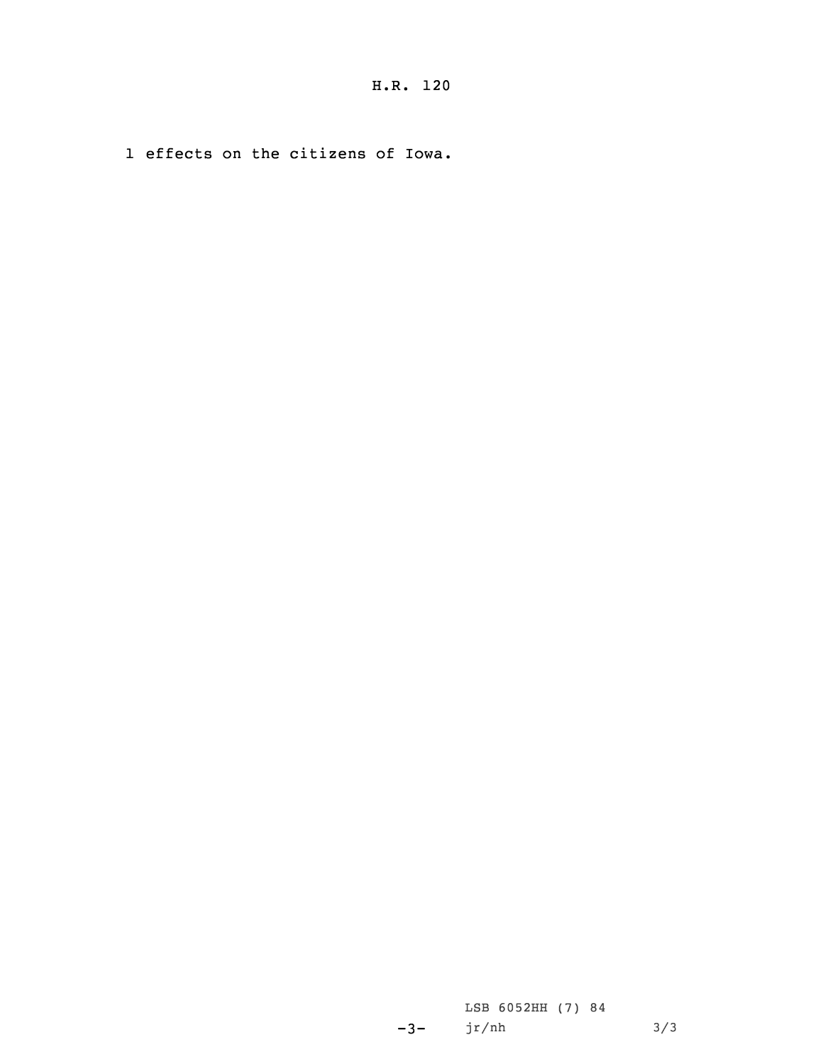effects on the citizens of Iowa.